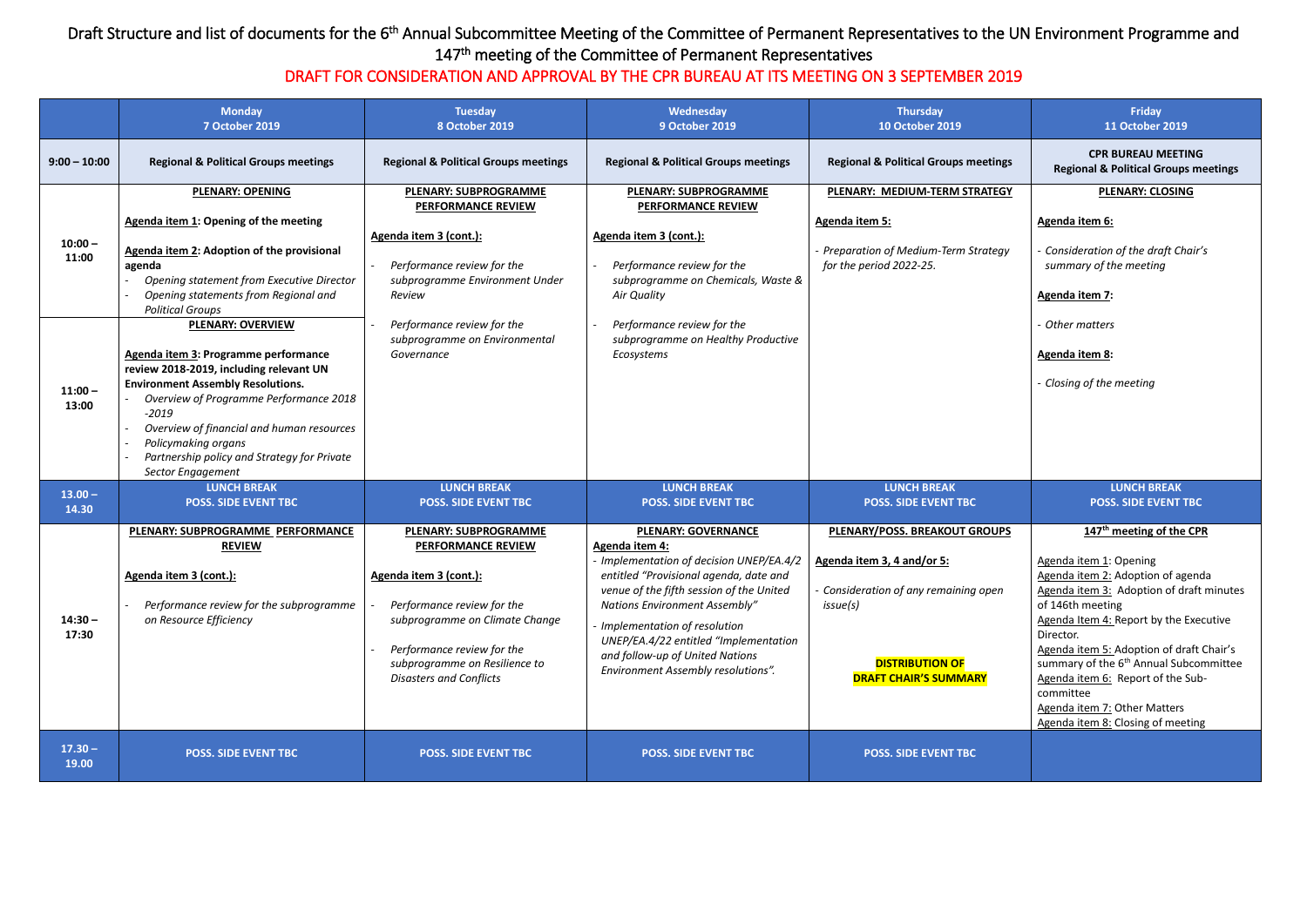Draft Structure and list of documents for the 6th Annual Subcommittee Meeting of the Committee of Permanent Representatives to the UN Environment Programme and 147th meeting of the Committee of Permanent Representatives

DRAFT FOR CONSIDERATION AND APPROVAL BY THE CPR BUREAU AT ITS MEETING ON 3 SEPTEMBER 2019

| | Monday 7 October 2019 | Tuesday 8 October 2019 | Wednesday 9 October 2019 | Thursday 10 October 2019 | Friday 11 October 2019 |
|---|---|---|---|---|---|
| 9:00 – 10:00 | **Regional & Political Groups meetings** | **Regional & Political Groups meetings** | **Regional & Political Groups meetings** | **Regional & Political Groups meetings** | **CPR BUREAU MEETING** **Regional & Political Groups meetings** |
| 10:00 – 11:00 | **PLENARY: OPENING**<br><br>**Agenda item 1: Opening of the meeting**<br><br>**Agenda item 2: Adoption of the provisional agenda**<br>- *Opening statement from Executive Director*<br>- *Opening statements from Regional and Political Groups* | **PLENARY: SUBPROGRAMME PERFORMANCE REVIEW**<br><br>**Agenda item 3 (cont.):**<br><br>- *Performance review for the subprogramme Environment Under Review*<br><br>- *Performance review for the subprogramme on Environmental Governance* | **PLENARY: SUBPROGRAMME PERFORMANCE REVIEW**<br><br>**Agenda item 3 (cont.):**<br><br>- *Performance review for the subprogramme on Chemicals, Waste & Air Quality*<br><br>- *Performance review for the subprogramme on Healthy Productive Ecosystems* | **PLENARY: MEDIUM-TERM STRATEGY**<br><br>**Agenda item 5:**<br><br>- *Preparation of Medium-Term Strategy for the period 2022-25.* | **PLENARY: CLOSING**<br><br>**Agenda item 6:**<br><br>- *Consideration of the draft Chair's summary of the meeting*<br><br>**Agenda item 7:**<br><br>- *Other matters*<br><br>**Agenda item 8:**<br><br>- *Closing of the meeting* |
| 11:00 – 13:00 | **PLENARY: OVERVIEW**<br><br>**Agenda item 3: Programme performance review 2018-2019, including relevant UN Environment Assembly Resolutions.**<br>- *Overview of Programme Performance 2018 -2019*<br>- *Overview of financial and human resources*<br>- *Policymaking organs*<br>- *Partnership policy and Strategy for Private Sector Engagement* | | | | |
| 13.00 – 14.30 | **LUNCH BREAK POSS. SIDE EVENT TBC** | **LUNCH BREAK POSS. SIDE EVENT TBC** | **LUNCH BREAK POSS. SIDE EVENT TBC** | **LUNCH BREAK POSS. SIDE EVENT TBC** | **LUNCH BREAK POSS. SIDE EVENT TBC** |
| 14:30 – 17:30 | **PLENARY: SUBPROGRAMME PERFORMANCE REVIEW**<br><br>**Agenda item 3 (cont.):**<br><br>- *Performance review for the subprogramme on Resource Efficiency* | **PLENARY: SUBPROGRAMME PERFORMANCE REVIEW**<br><br>**Agenda item 3 (cont.):**<br><br>- *Performance review for the subprogramme on Climate Change*<br><br>- *Performance review for the subprogramme on Resilience to Disasters and Conflicts* | **PLENARY: GOVERNANCE**<br>**Agenda item 4:**<br>- *Implementation of decision UNEP/EA.4/2 entitled "Provisional agenda, date and venue of the fifth session of the United Nations Environment Assembly"*<br>- *Implementation of resolution UNEP/EA.4/22 entitled "Implementation and follow-up of United Nations Environment Assembly resolutions".* | **PLENARY/POSS. BREAKOUT GROUPS**<br><br>**Agenda item 3, 4 and/or 5:**<br><br>- *Consideration of any remaining open issue(s)*<br><br>**DISTRIBUTION OF DRAFT CHAIR'S SUMMARY** | **147th meeting of the CPR**<br><br>Agenda item 1: Opening<br>Agenda item 2: Adoption of agenda<br>Agenda item 3: Adoption of draft minutes of 146th meeting<br>Agenda Item 4: Report by the Executive Director.<br>Agenda item 5: Adoption of draft Chair's summary of the 6th Annual Subcommittee<br>Agenda item 6: Report of the Sub-committee<br>Agenda item 7: Other Matters<br>Agenda item 8: Closing of meeting |
| 17.30 – 19.00 | **POSS. SIDE EVENT TBC** | **POSS. SIDE EVENT TBC** | **POSS. SIDE EVENT TBC** | **POSS. SIDE EVENT TBC** | |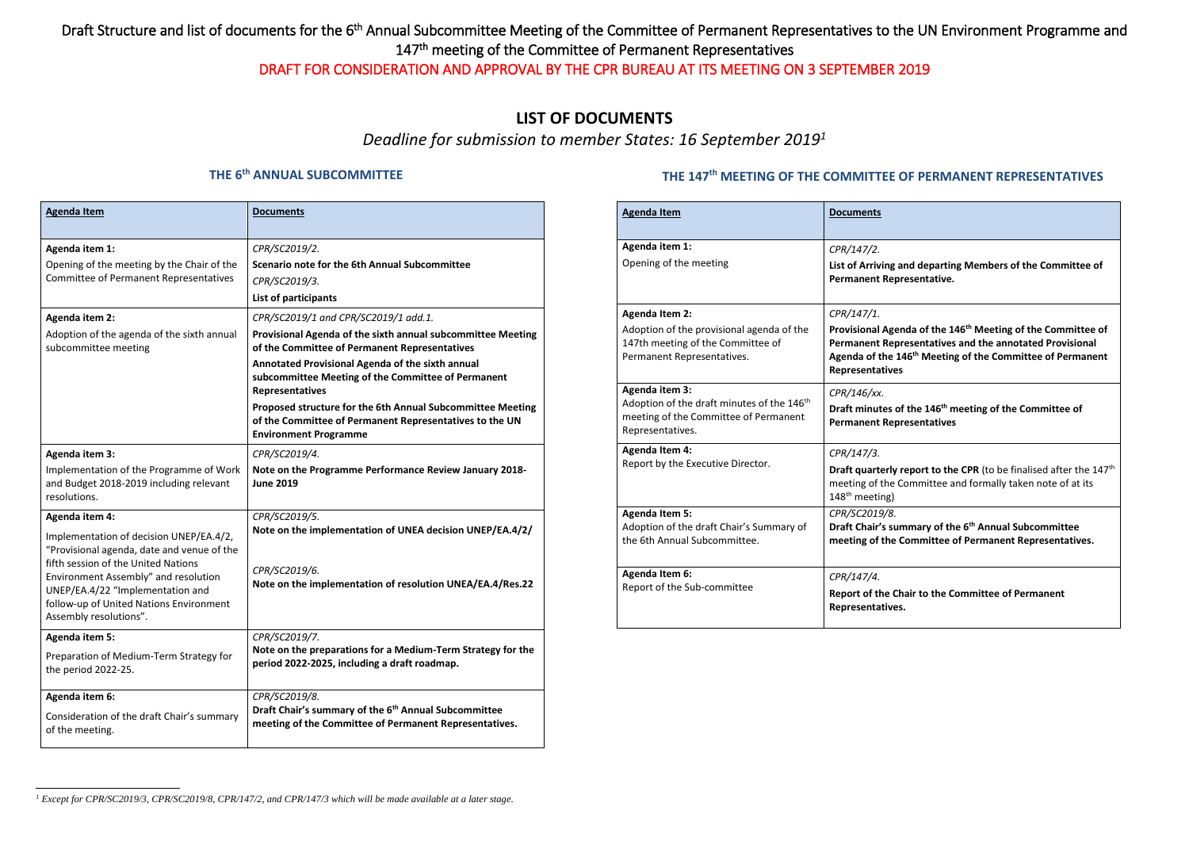Draft Structure and list of documents for the 6th Annual Subcommittee Meeting of the Committee of Permanent Representatives to the UN Environment Programme and 147th meeting of the Committee of Permanent Representatives

DRAFT FOR CONSIDERATION AND APPROVAL BY THE CPR BUREAU AT ITS MEETING ON 3 SEPTEMBER 2019

# LIST OF DOCUMENTS

*Deadline for submission to member States: 16 September 2019[1]*

## THE 6th ANNUAL SUBCOMMITTEE

| Agenda Item | Documents |
|---|---|
| **Agenda item 1:** Opening of the meeting by the Chair of the Committee of Permanent Representatives | *CPR/SC2019/2.* **Scenario note for the 6th Annual Subcommittee** *CPR/SC2019/3.* **List of participants** |
| **Agenda item 2:** Adoption of the agenda of the sixth annual subcommittee meeting | *CPR/SC2019/1 and CPR/SC2019/1 add.1.* **Provisional Agenda of the sixth annual subcommittee Meeting of the Committee of Permanent Representatives** **Annotated Provisional Agenda of the sixth annual subcommittee Meeting of the Committee of Permanent Representatives** **Proposed structure for the 6th Annual Subcommittee Meeting of the Committee of Permanent Representatives to the UN Environment Programme** |
| **Agenda item 3:** Implementation of the Programme of Work and Budget 2018-2019 including relevant resolutions. | *CPR/SC2019/4.* **Note on the Programme Performance Review January 2018-June 2019** |
| **Agenda item 4:** Implementation of decision UNEP/EA.4/2, "Provisional agenda, date and venue of the fifth session of the United Nations Environment Assembly" and resolution UNEP/EA.4/22 "Implementation and follow-up of United Nations Environment Assembly resolutions". | *CPR/SC2019/5.* **Note on the implementation of UNEA decision UNEP/EA.4/2/** *CPR/SC2019/6.* **Note on the implementation of resolution UNEA/EA.4/Res.22** |
| **Agenda item 5:** Preparation of Medium-Term Strategy for the period 2022-25. | *CPR/SC2019/7.* **Note on the preparations for a Medium-Term Strategy for the period 2022-2025, including a draft roadmap.** |
| **Agenda item 6:** Consideration of the draft Chair's summary of the meeting. | *CPR/SC2019/8.* **Draft Chair's summary of the 6th Annual Subcommittee meeting of the Committee of Permanent Representatives.** |

## THE 147th MEETING OF THE COMMITTEE OF PERMANENT REPRESENTATIVES

| Agenda Item | Documents |
|---|---|
| **Agenda item 1:** Opening of the meeting | *CPR/147/2.* **List of Arriving and departing Members of the Committee of Permanent Representative.** |
| **Agenda Item 2:** Adoption of the provisional agenda of the 147th meeting of the Committee of Permanent Representatives. | *CPR/147/1.* **Provisional Agenda of the 146th Meeting of the Committee of Permanent Representatives and the annotated Provisional Agenda of the 146th Meeting of the Committee of Permanent Representatives** |
| **Agenda item 3:** Adoption of the draft minutes of the 146th meeting of the Committee of Permanent Representatives. | *CPR/146/xx.* **Draft minutes of the 146th meeting of the Committee of Permanent Representatives** |
| **Agenda Item 4:** Report by the Executive Director. | *CPR/147/3.* **Draft quarterly report to the CPR** (to be finalised after the 147th meeting of the Committee and formally taken note of at its 148th meeting) |
| **Agenda Item 5:** Adoption of the draft Chair's Summary of the 6th Annual Subcommittee. | *CPR/SC2019/8.* **Draft Chair's summary of the 6th Annual Subcommittee meeting of the Committee of Permanent Representatives.** |
| **Agenda Item 6:** Report of the Sub-committee | *CPR/147/4.* **Report of the Chair to the Committee of Permanent Representatives.** |

[1] *Except for CPR/SC2019/3, CPR/SC2019/8, CPR/147/2, and CPR/147/3 which will be made available at a later stage.*